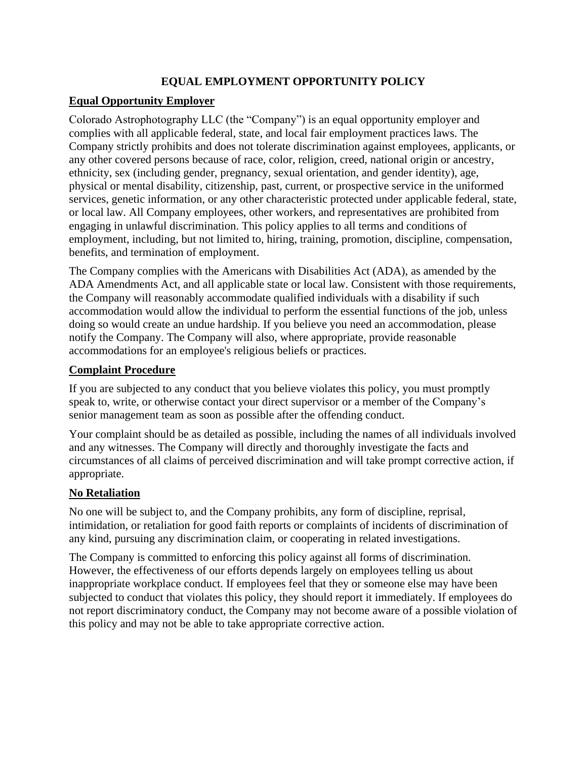# EQUAL EMPLOYMENT OPPORTUNITY POLICY

## Equal Opportunity Employer

Colorado Astrophotography LLC (the "Company") is an equal opportunity employer and complies with all applicable federal, state, and local fair employment practices laws. The Company strictly prohibits and does not tolerate discrimination against employees, applicants, or any other covered persons because of race, color, religion, creed, national origin or ancestry, ethnicity, sex (including gender, pregnancy, sexual orientation, and gender identity), age, physical or mental disability, citizenship, past, current, or prospective service in the uniformed services, genetic information, or any other characteristic protected under applicable federal, state, or local law. All Company employees, other workers, and representatives are prohibited from engaging in unlawful discrimination. This policy applies to all terms and conditions of employment, including, but not limited to, hiring, training, promotion, discipline, compensation, benefits, and termination of employment.

The Company complies with the Americans with Disabilities Act (ADA), as amended by the ADA Amendments Act, and all applicable state or local law. Consistent with those requirements, the Company will reasonably accommodate qualified individuals with a disability if such accommodation would allow the individual to perform the essential functions of the job, unless doing so would create an undue hardship. If you believe you need an accommodation, please notify the Company. The Company will also, where appropriate, provide reasonable accommodations for an employee's religious beliefs or practices.

## Complaint Procedure

If you are subjected to any conduct that you believe violates this policy, you must promptly speak to, write, or otherwise contact your direct supervisor or a member of the Company's senior management team as soon as possible after the offending conduct.

Your complaint should be as detailed as possible, including the names of all individuals involved and any witnesses. The Company will directly and thoroughly investigate the facts and circumstances of all claims of perceived discrimination and will take prompt corrective action, if appropriate.

## No Retaliation

No one will be subject to, and the Company prohibits, any form of discipline, reprisal, intimidation, or retaliation for good faith reports or complaints of incidents of discrimination of any kind, pursuing any discrimination claim, or cooperating in related investigations.

The Company is committed to enforcing this policy against all forms of discrimination. However, the effectiveness of our efforts depends largely on employees telling us about inappropriate workplace conduct. If employees feel that they or someone else may have been subjected to conduct that violates this policy, they should report it immediately. If employees do not report discriminatory conduct, the Company may not become aware of a possible violation of this policy and may not be able to take appropriate corrective action.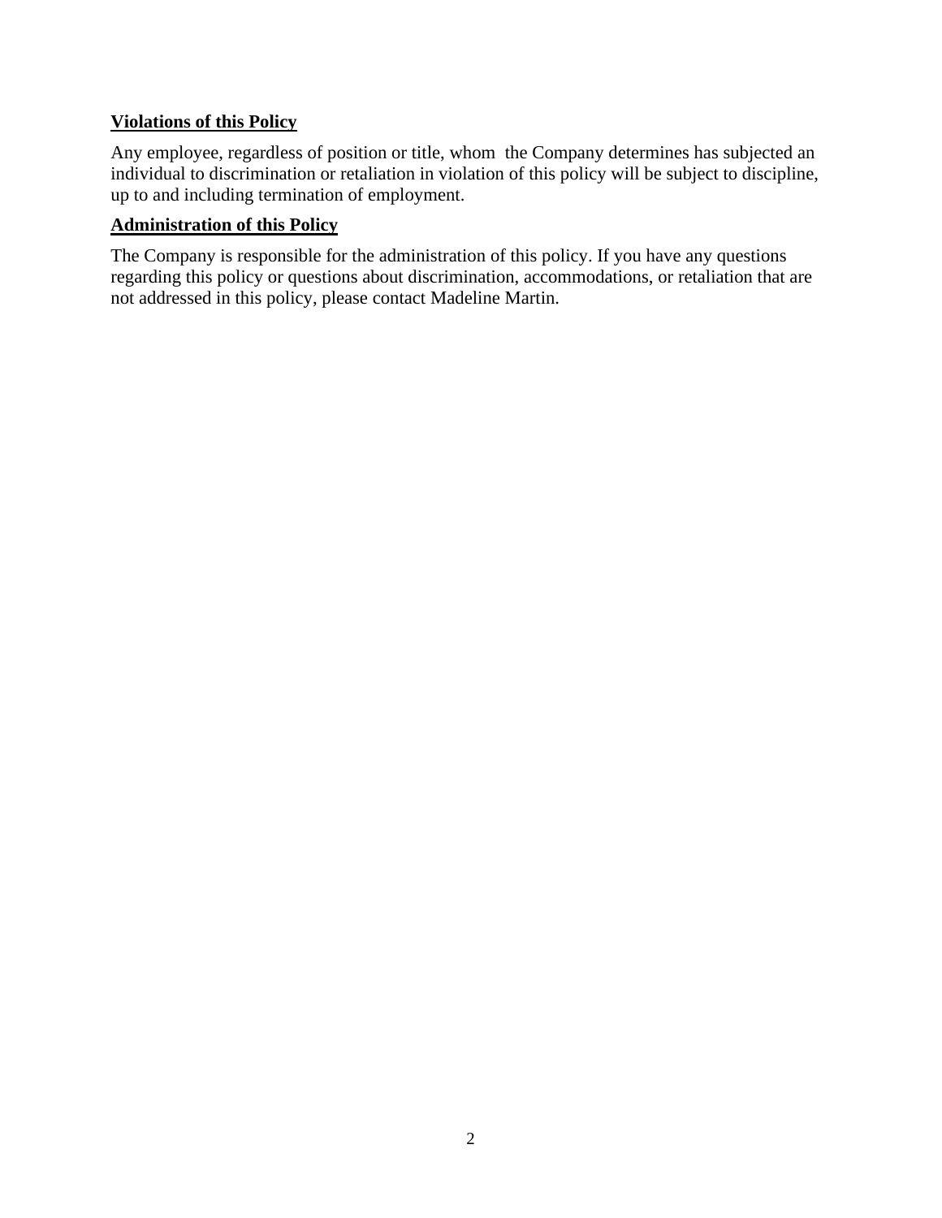**Violations of this Policy**

Any employee, regardless of position or title, whom the Company determines has subjected an individual to discrimination or retaliation in violation of this policy will be subject to discipline, up to and including termination of employment.

**Administration of this Policy**

The Company is responsible for the administration of this policy. If you have any questions regarding this policy or questions about discrimination, accommodations, or retaliation that are not addressed in this policy, please contact Madeline Martin.